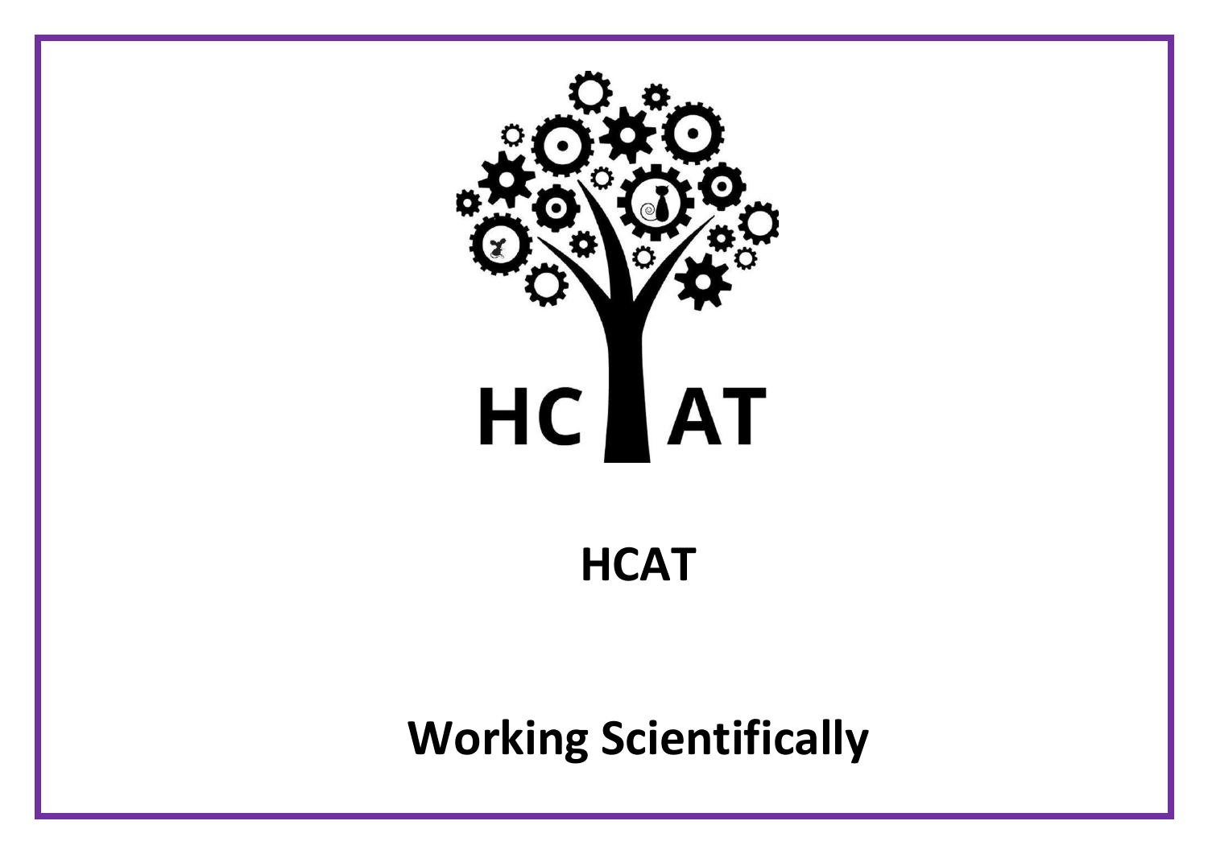HCAT

# HCAT

# Working Scientifically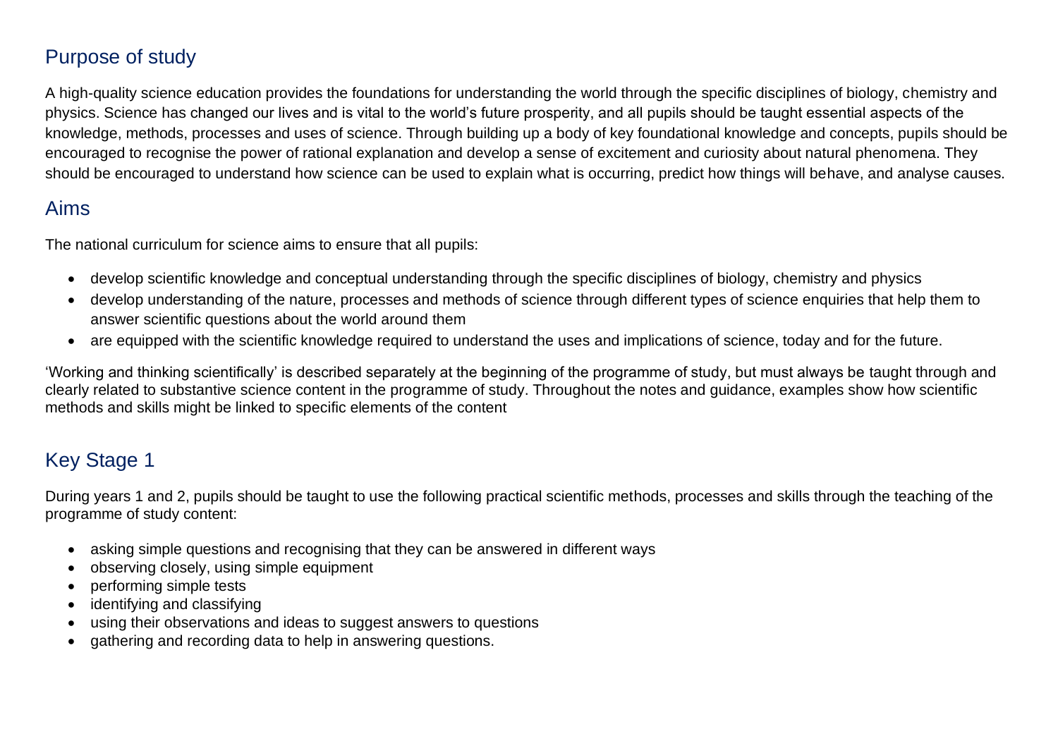## Purpose of study

A high-quality science education provides the foundations for understanding the world through the specific disciplines of biology, chemistry and physics. Science has changed our lives and is vital to the world's future prosperity, and all pupils should be taught essential aspects of the knowledge, methods, processes and uses of science. Through building up a body of key foundational knowledge and concepts, pupils should be encouraged to recognise the power of rational explanation and develop a sense of excitement and curiosity about natural phenomena. They should be encouraged to understand how science can be used to explain what is occurring, predict how things will behave, and analyse causes.

## Aims

The national curriculum for science aims to ensure that all pupils:

- develop scientific knowledge and conceptual understanding through the specific disciplines of biology, chemistry and physics
- develop understanding of the nature, processes and methods of science through different types of science enquiries that help them to answer scientific questions about the world around them
- are equipped with the scientific knowledge required to understand the uses and implications of science, today and for the future.

'Working and thinking scientifically' is described separately at the beginning of the programme of study, but must always be taught through and clearly related to substantive science content in the programme of study. Throughout the notes and guidance, examples show how scientific methods and skills might be linked to specific elements of the content

## Key Stage 1

During years 1 and 2, pupils should be taught to use the following practical scientific methods, processes and skills through the teaching of the programme of study content:

- asking simple questions and recognising that they can be answered in different ways
- observing closely, using simple equipment
- performing simple tests
- identifying and classifying
- using their observations and ideas to suggest answers to questions
- gathering and recording data to help in answering questions.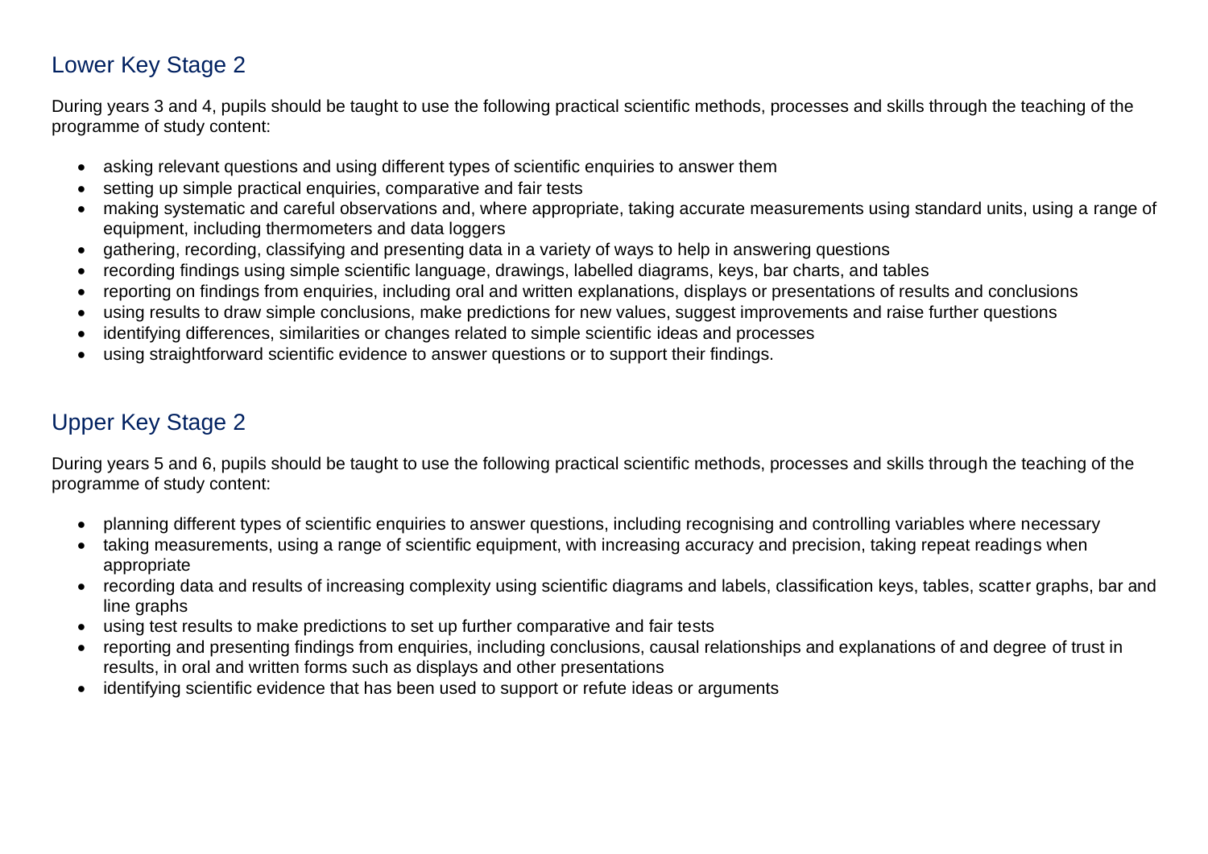## Lower Key Stage 2

During years 3 and 4, pupils should be taught to use the following practical scientific methods, processes and skills through the teaching of the programme of study content:

- asking relevant questions and using different types of scientific enquiries to answer them
- setting up simple practical enquiries, comparative and fair tests
- making systematic and careful observations and, where appropriate, taking accurate measurements using standard units, using a range of equipment, including thermometers and data loggers
- gathering, recording, classifying and presenting data in a variety of ways to help in answering questions
- recording findings using simple scientific language, drawings, labelled diagrams, keys, bar charts, and tables
- reporting on findings from enquiries, including oral and written explanations, displays or presentations of results and conclusions
- using results to draw simple conclusions, make predictions for new values, suggest improvements and raise further questions
- identifying differences, similarities or changes related to simple scientific ideas and processes
- using straightforward scientific evidence to answer questions or to support their findings.

## Upper Key Stage 2

During years 5 and 6, pupils should be taught to use the following practical scientific methods, processes and skills through the teaching of the programme of study content:

- planning different types of scientific enquiries to answer questions, including recognising and controlling variables where necessary
- taking measurements, using a range of scientific equipment, with increasing accuracy and precision, taking repeat readings when appropriate
- recording data and results of increasing complexity using scientific diagrams and labels, classification keys, tables, scatter graphs, bar and line graphs
- using test results to make predictions to set up further comparative and fair tests
- reporting and presenting findings from enquiries, including conclusions, causal relationships and explanations of and degree of trust in results, in oral and written forms such as displays and other presentations
- identifying scientific evidence that has been used to support or refute ideas or arguments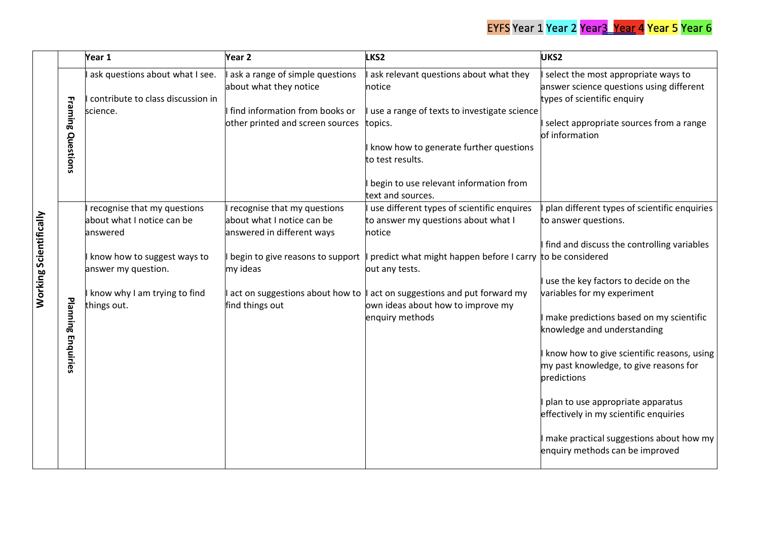EYFS Year 1 Year 2 Year3 Year 4 Year 5 Year 6

| Working Scientifically | | Year 1 | Year 2 | LKS2 | UKS2 |
|---|---|---|---|---|---|
| | Framing Questions | I ask questions about what I see.<br><br>I contribute to class discussion in science. | I ask a range of simple questions about what they notice<br><br>I find information from books or other printed and screen sources | I ask relevant questions about what they notice<br><br>I use a range of texts to investigate science topics.<br><br>I know how to generate further questions to test results.<br><br>I begin to use relevant information from text and sources. | I select the most appropriate ways to answer science questions using different types of scientific enquiry<br><br>I select appropriate sources from a range of information |
| | Planning Enquiries | I recognise that my questions about what I notice can be answered<br><br>I know how to suggest ways to answer my question.<br><br>I know why I am trying to find things out. | I recognise that my questions about what I notice can be answered in different ways<br><br>I begin to give reasons to support my ideas<br><br>I act on suggestions about how to find things out | I use different types of scientific enquires to answer my questions about what I notice<br><br>I predict what might happen before I carry out any tests.<br><br>I act on suggestions and put forward my own ideas about how to improve my enquiry methods | I plan different types of scientific enquiries to answer questions.<br><br>I find and discuss the controlling variables to be considered<br><br>I use the key factors to decide on the variables for my experiment<br><br>I make predictions based on my scientific knowledge and understanding<br><br>I know how to give scientific reasons, using my past knowledge, to give reasons for predictions<br><br>I plan to use appropriate apparatus effectively in my scientific enquiries<br><br>I make practical suggestions about how my enquiry methods can be improved |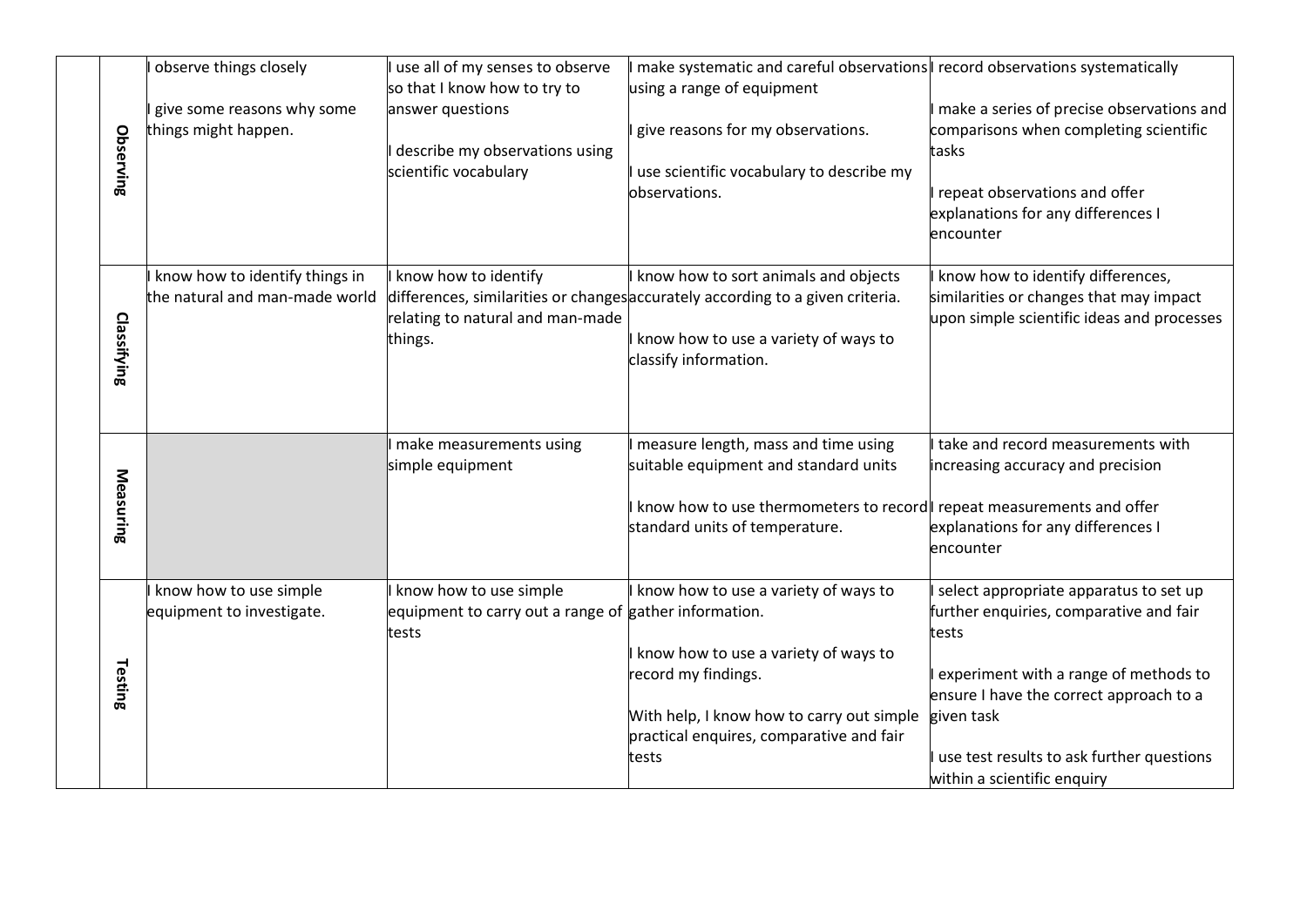| | | | | | |
|---|---|---|---|---|---|
| | **Observing** | I observe things closely<br><br>I give some reasons why some things might happen. | I use all of my senses to observe so that I know how to try to answer questions<br><br>I describe my observations using scientific vocabulary | I make systematic and careful observations using a range of equipment<br><br>I give reasons for my observations.<br><br>I use scientific vocabulary to describe my observations. | I record observations systematically<br><br>I make a series of precise observations and comparisons when completing scientific tasks<br><br>I repeat observations and offer explanations for any differences I encounter |
| | **Classifying** | I know how to identify things in the natural and man-made world | I know how to identify differences, similarities or changes relating to natural and man-made things. | I know how to sort animals and objects accurately according to a given criteria.<br><br>I know how to use a variety of ways to classify information. | I know how to identify differences, similarities or changes that may impact upon simple scientific ideas and processes |
| | **Measuring** | | I make measurements using simple equipment | I measure length, mass and time using suitable equipment and standard units<br><br>I know how to use thermometers to record standard units of temperature. | I take and record measurements with increasing accuracy and precision<br><br>I repeat measurements and offer explanations for any differences I encounter |
| | **Testing** | I know how to use simple equipment to investigate. | I know how to use simple equipment to carry out a range of tests | I know how to use a variety of ways to gather information.<br><br>I know how to use a variety of ways to record my findings.<br><br>With help, I know how to carry out simple practical enquires, comparative and fair tests | I select appropriate apparatus to set up further enquiries, comparative and fair tests<br><br>I experiment with a range of methods to ensure I have the correct approach to a given task<br><br>I use test results to ask further questions within a scientific enquiry |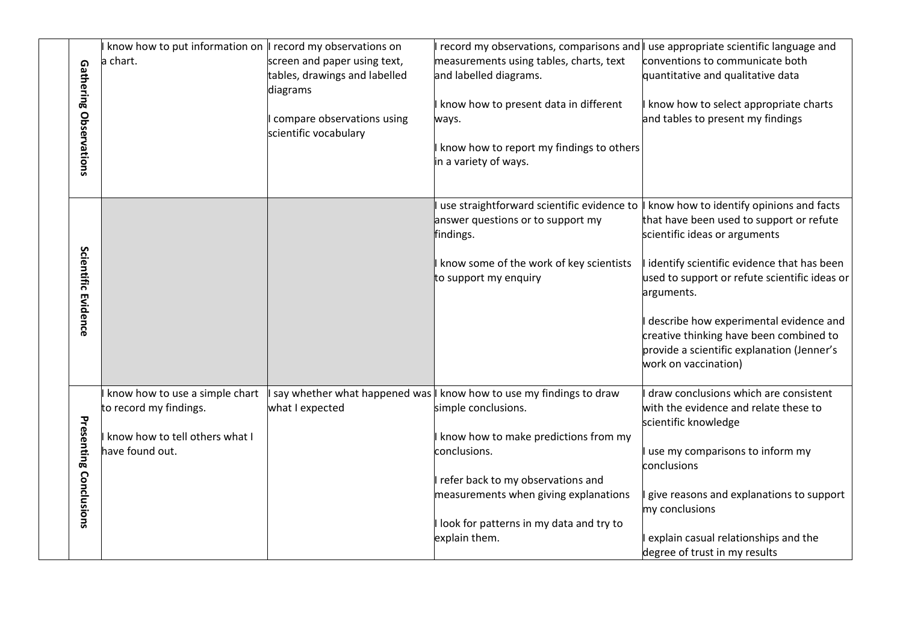| | | | | |
|---|---|---|---|---|
| **Gathering Observations** | I know how to put information on a chart. | I record my observations on screen and paper using text, tables, drawings and labelled diagrams<br><br>I compare observations using scientific vocabulary | I record my observations, comparisons and measurements using tables, charts, text and labelled diagrams.<br><br>I know how to present data in different ways.<br><br>I know how to report my findings to others in a variety of ways. | I use appropriate scientific language and conventions to communicate both quantitative and qualitative data<br><br>I know how to select appropriate charts and tables to present my findings |
| **Scientific Evidence** | | | I use straightforward scientific evidence to answer questions or to support my findings.<br><br>I know some of the work of key scientists to support my enquiry | I know how to identify opinions and facts that have been used to support or refute scientific ideas or arguments<br><br>I identify scientific evidence that has been used to support or refute scientific ideas or arguments.<br><br>I describe how experimental evidence and creative thinking have been combined to provide a scientific explanation (Jenner's work on vaccination) |
| **Presenting Conclusions** | I know how to use a simple chart to record my findings.<br><br>I know how to tell others what I have found out. | I say whether what happened was what I expected | I know how to use my findings to draw simple conclusions.<br><br>I know how to make predictions from my conclusions.<br><br>I refer back to my observations and measurements when giving explanations<br><br>I look for patterns in my data and try to explain them. | I draw conclusions which are consistent with the evidence and relate these to scientific knowledge<br><br>I use my comparisons to inform my conclusions<br><br>I give reasons and explanations to support my conclusions<br><br>I explain casual relationships and the degree of trust in my results |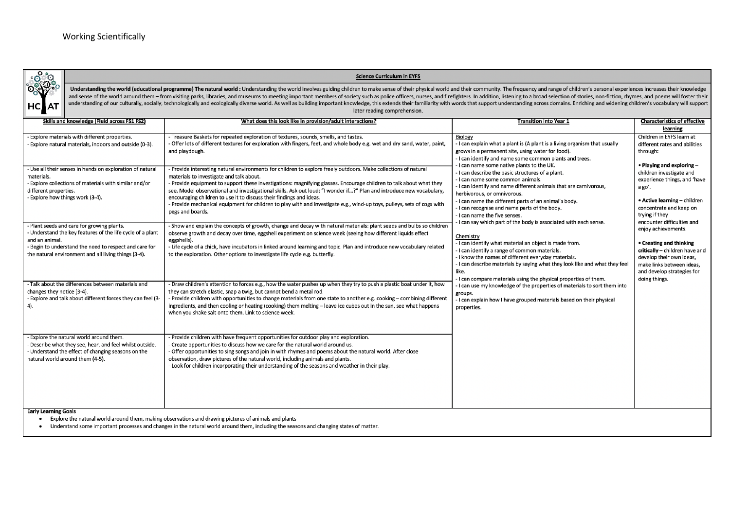Working Scientifically

**Science Curriculum in EYFS**

**Understanding the world (educational programme) The natural world :** Understanding the world involves guiding children to make sense of their physical world and their community. The frequency and range of children's personal experiences increases their knowledge and sense of the world around them – from visiting parks, libraries, and museums to meeting important members of society such as police officers, nurses, and firefighters. In addition, listening to a broad selection of stories, non-fiction, rhymes, and poems will foster their understanding of our culturally, socially, technologically and ecologically diverse world. As well as building important knowledge, this extends their familiarity with words that support understanding across domains. Enriching and widening children's vocabulary will support later reading comprehension.

| Skills and knowledge (Fluid across FS1 FS2) | What does this look like in provision/adult interactions? | Transition into Year 1 | Characteristics of effective learning |
|---|---|---|---|
| - Explore materials with different properties.<br>- Explore natural materials, indoors and outside (0-3). | - Treasure Baskets for repeated exploration of textures, sounds, smells, and tastes.<br>- Offer lots of different textures for exploration with fingers, feet, and whole body e.g. wet and dry sand, water, paint, and playdough. | **Biology**<br>- I can explain what a plant is (A plant is a living organism that usually grows in a permanent site, using water for food).<br>- I can identify and name some common plants and trees.<br>- I can name some native plants to the UK.<br>- I can describe the basic structures of a plant.<br>- I can name some common animals.<br>- I can identify and name different animals that are carnivorous, herbivorous, or omnivorous.<br>- I can name the different parts of an animal's body.<br>- I can recognise and name parts of the body.<br>- I can name the five senses.<br>- I can say which part of the body is associated with each sense.<br><br>**Chemistry**<br>- I can identify what material an object is made from.<br>- I can identify a range of common materials.<br>- I know the names of different everyday materials.<br>- I can describe materials by saying what they look like and what they feel like.<br>- I can compare materials using the physical properties of them.<br>- I can use my knowledge of the properties of materials to sort them into groups.<br>- I can explain how I have grouped materials based on their physical properties. | Children in EYFS learn at different rates and abilities through:<br><br>• **Playing and exploring** – children investigate and experience things, and 'have a go'.<br><br>• **Active learning** – children concentrate and keep on trying if they encounter difficulties and enjoy achievements.<br><br>• **Creating and thinking critically** – children have and develop their own ideas, make links between ideas, and develop strategies for doing things. |
| - Use all their senses in hands on exploration of natural materials.<br>- Explore collections of materials with similar and/or different properties.<br>- Explore how things work (3-4). | - Provide interesting natural environments for children to explore freely outdoors. Make collections of natural materials to investigate and talk about.<br>- Provide equipment to support these investigations: magnifying glasses. Encourage children to talk about what they see. Model observational and investigational skills. Ask out loud: "I wonder if…?" Plan and introduce new vocabulary, encouraging children to use it to discuss their findings and ideas.<br>- Provide mechanical equipment for children to play with and investigate e.g., wind-up toys, pulleys, sets of cogs with pegs and boards. | | |
| - Plant seeds and care for growing plants.<br>- Understand the key features of the life cycle of a plant and an animal.<br>- Begin to understand the need to respect and care for the natural environment and all living things (3-4). | - Show and explain the concepts of growth, change and decay with natural materials: plant seeds and bulbs so children observe growth and decay over time, eggshell experiment on science week (seeing how different liquids effect eggshells).<br>- Life cycle of a chick, have incubators in linked around learning and topic. Plan and introduce new vocabulary related to the exploration. Other options to investigate life cycle e.g. butterfly. | | |
| - Talk about the differences between materials and changes they notice (3-4).<br>- Explore and talk about different forces they can feel (3-4). | - Draw children's attention to forces e.g., how the water pushes up when they try to push a plastic boat under it, how they can stretch elastic, snap a twig, but cannot bend a metal rod.<br>- Provide children with opportunities to change materials from one state to another e.g. cooking – combining different ingredients, and then cooling or heating (cooking) them melting – leave ice cubes out in the sun, see what happens when you shake salt onto them. Link to science week. | | |
| - Explore the natural world around them.<br>- Describe what they see, hear, and feel whilst outside.<br>- Understand the effect of changing seasons on the natural world around them (4-5). | - Provide children with have frequent opportunities for outdoor play and exploration.<br>- Create opportunities to discuss how we care for the natural world around us.<br>- Offer opportunities to sing songs and join in with rhymes and poems about the natural world. After close observation, draw pictures of the natural world, including animals and plants.<br>- Look for children incorporating their understanding of the seasons and weather in their play. | | |

**Early Learning Goals**

- Explore the natural world around them, making observations and drawing pictures of animals and plants
- Understand some important processes and changes in the natural world around them, including the seasons and changing states of matter.